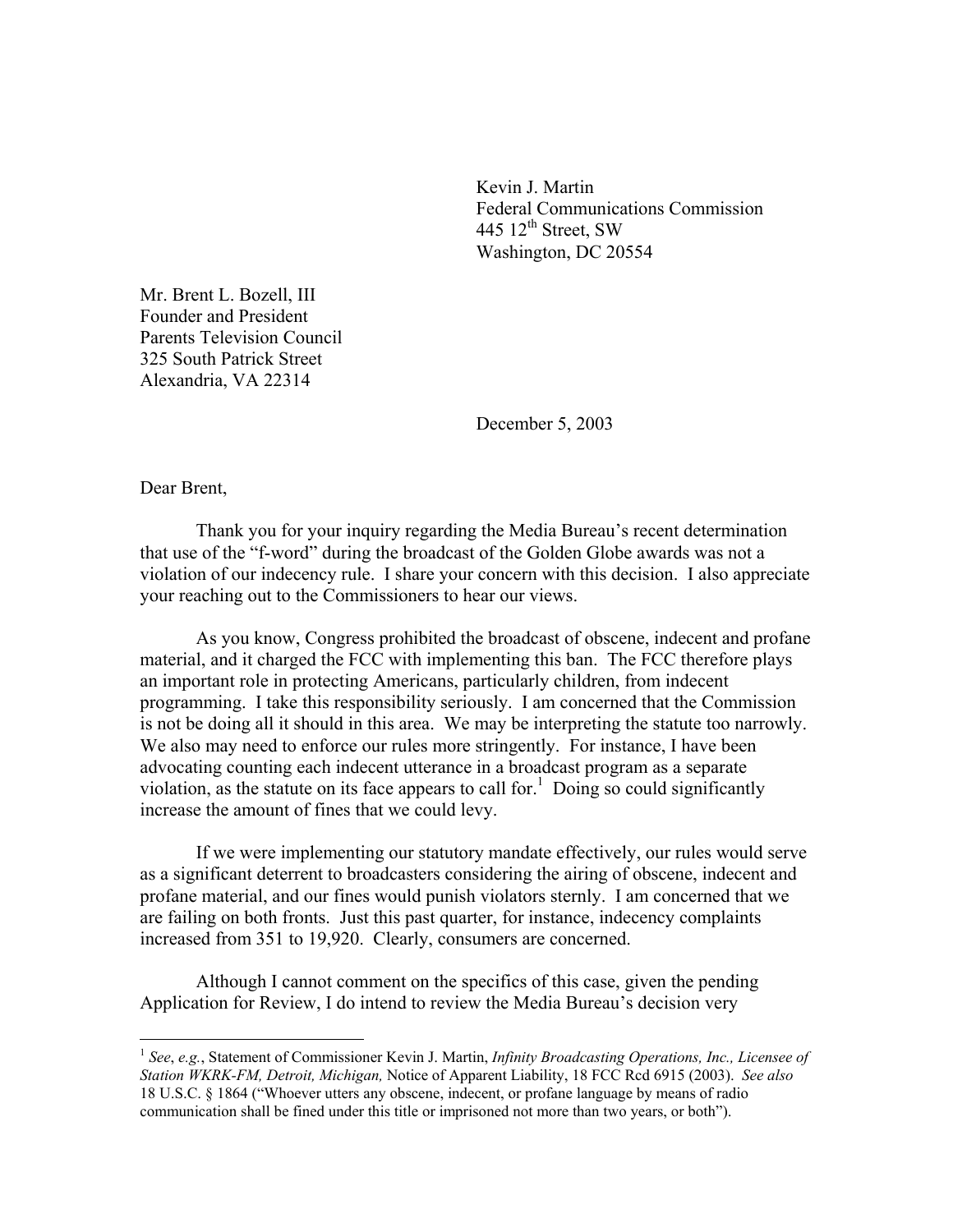Kevin J. Martin
Federal Communications Commission
445 12th Street, SW
Washington, DC 20554

Mr. Brent L. Bozell, III
Founder and President
Parents Television Council
325 South Patrick Street
Alexandria, VA 22314

December 5, 2003

Dear Brent,

Thank you for your inquiry regarding the Media Bureau's recent determination that use of the "f-word" during the broadcast of the Golden Globe awards was not a violation of our indecency rule. I share your concern with this decision. I also appreciate your reaching out to the Commissioners to hear our views.

As you know, Congress prohibited the broadcast of obscene, indecent and profane material, and it charged the FCC with implementing this ban. The FCC therefore plays an important role in protecting Americans, particularly children, from indecent programming. I take this responsibility seriously. I am concerned that the Commission is not be doing all it should in this area. We may be interpreting the statute too narrowly. We also may need to enforce our rules more stringently. For instance, I have been advocating counting each indecent utterance in a broadcast program as a separate violation, as the statute on its face appears to call for.[1] Doing so could significantly increase the amount of fines that we could levy.

If we were implementing our statutory mandate effectively, our rules would serve as a significant deterrent to broadcasters considering the airing of obscene, indecent and profane material, and our fines would punish violators sternly. I am concerned that we are failing on both fronts. Just this past quarter, for instance, indecency complaints increased from 351 to 19,920. Clearly, consumers are concerned.

Although I cannot comment on the specifics of this case, given the pending Application for Review, I do intend to review the Media Bureau's decision very

---

[1] *See*, *e.g.*, Statement of Commissioner Kevin J. Martin, *Infinity Broadcasting Operations, Inc., Licensee of Station WKRK-FM, Detroit, Michigan,* Notice of Apparent Liability, 18 FCC Rcd 6915 (2003). *See also* 18 U.S.C. § 1864 ("Whoever utters any obscene, indecent, or profane language by means of radio communication shall be fined under this title or imprisoned not more than two years, or both").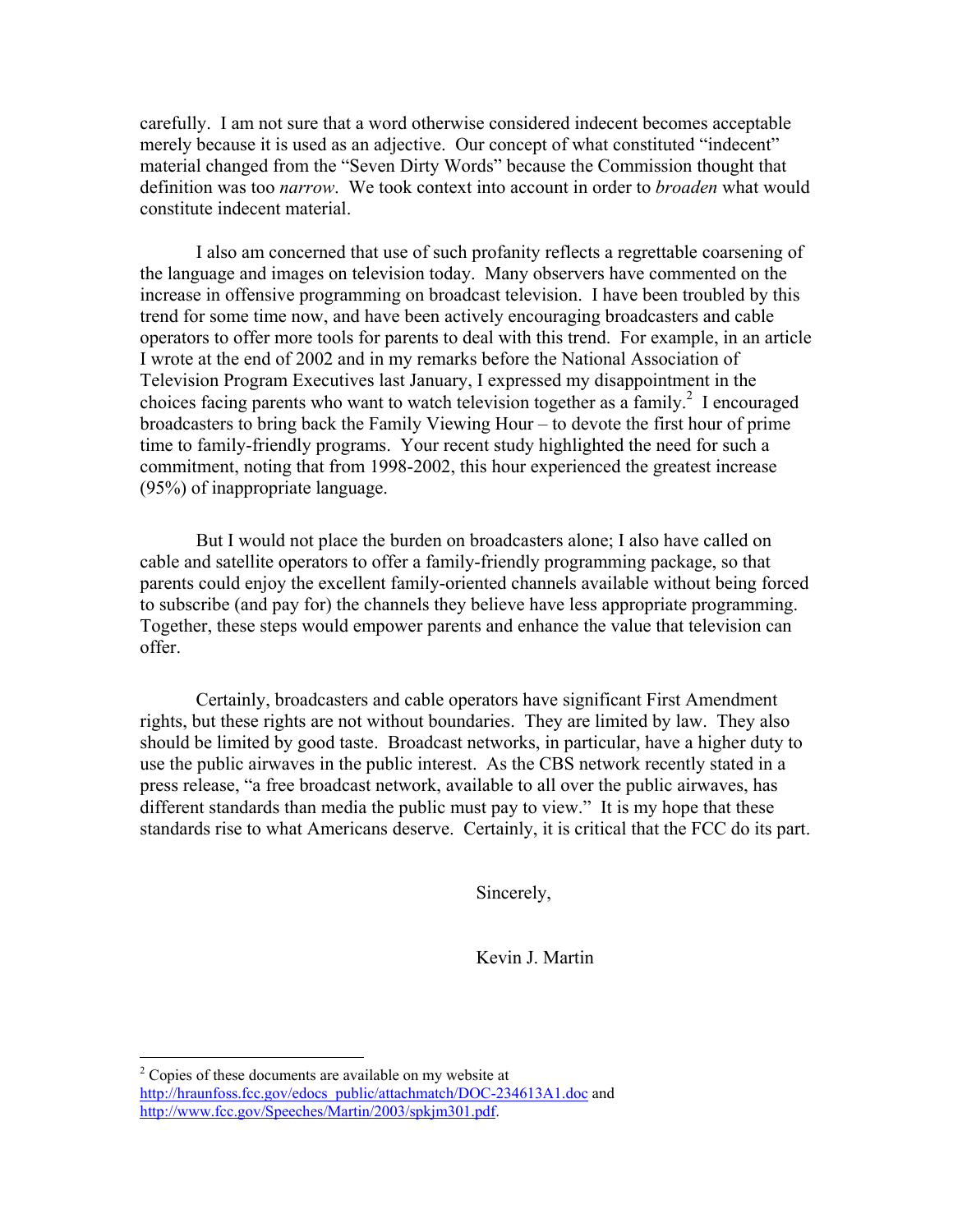carefully. I am not sure that a word otherwise considered indecent becomes acceptable merely because it is used as an adjective. Our concept of what constituted "indecent" material changed from the "Seven Dirty Words" because the Commission thought that definition was too *narrow*. We took context into account in order to *broaden* what would constitute indecent material.

I also am concerned that use of such profanity reflects a regrettable coarsening of the language and images on television today. Many observers have commented on the increase in offensive programming on broadcast television. I have been troubled by this trend for some time now, and have been actively encouraging broadcasters and cable operators to offer more tools for parents to deal with this trend. For example, in an article I wrote at the end of 2002 and in my remarks before the National Association of Television Program Executives last January, I expressed my disappointment in the choices facing parents who want to watch television together as a family.[2] I encouraged broadcasters to bring back the Family Viewing Hour – to devote the first hour of prime time to family-friendly programs. Your recent study highlighted the need for such a commitment, noting that from 1998-2002, this hour experienced the greatest increase (95%) of inappropriate language.

But I would not place the burden on broadcasters alone; I also have called on cable and satellite operators to offer a family-friendly programming package, so that parents could enjoy the excellent family-oriented channels available without being forced to subscribe (and pay for) the channels they believe have less appropriate programming. Together, these steps would empower parents and enhance the value that television can offer.

Certainly, broadcasters and cable operators have significant First Amendment rights, but these rights are not without boundaries. They are limited by law. They also should be limited by good taste. Broadcast networks, in particular, have a higher duty to use the public airwaves in the public interest. As the CBS network recently stated in a press release, "a free broadcast network, available to all over the public airwaves, has different standards than media the public must pay to view." It is my hope that these standards rise to what Americans deserve. Certainly, it is critical that the FCC do its part.

Sincerely,

Kevin J. Martin

[2] Copies of these documents are available on my website at http://hraunfoss.fcc.gov/edocs_public/attachmatch/DOC-234613A1.doc and http://www.fcc.gov/Speeches/Martin/2003/spkjm301.pdf.